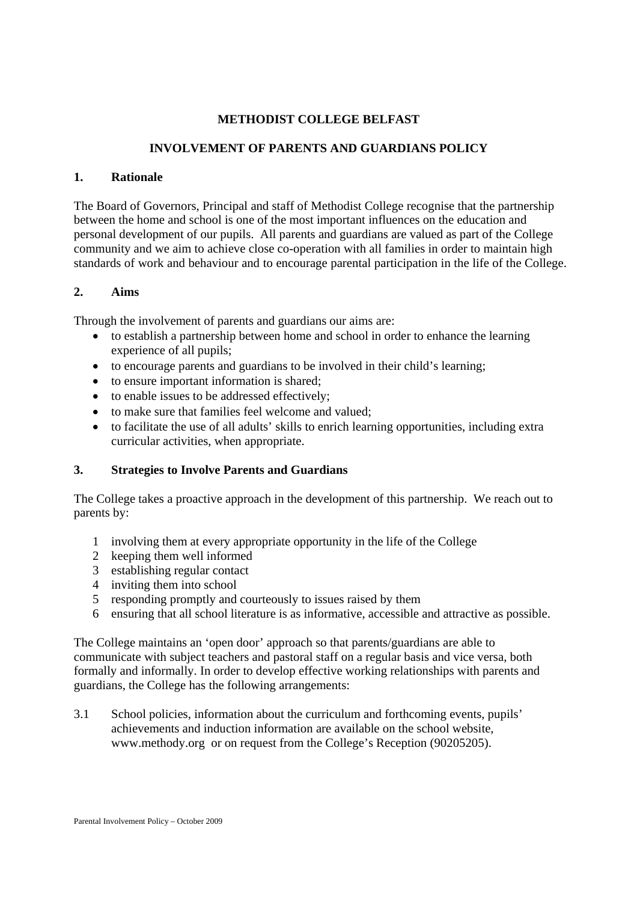# METHODIST COLLEGE BELFAST

## INVOLVEMENT OF PARENTS AND GUARDIANS POLICY

### 1. Rationale

The Board of Governors, Principal and staff of Methodist College recognise that the partnership between the home and school is one of the most important influences on the education and personal development of our pupils. All parents and guardians are valued as part of the College community and we aim to achieve close co-operation with all families in order to maintain high standards of work and behaviour and to encourage parental participation in the life of the College.

### 2. Aims

Through the involvement of parents and guardians our aims are:

- to establish a partnership between home and school in order to enhance the learning experience of all pupils;
- to encourage parents and guardians to be involved in their child's learning;
- to ensure important information is shared;
- to enable issues to be addressed effectively;
- to make sure that families feel welcome and valued;
- to facilitate the use of all adults' skills to enrich learning opportunities, including extra curricular activities, when appropriate.

### 3. Strategies to Involve Parents and Guardians

The College takes a proactive approach in the development of this partnership. We reach out to parents by:

1. involving them at every appropriate opportunity in the life of the College
2. keeping them well informed
3. establishing regular contact
4. inviting them into school
5. responding promptly and courteously to issues raised by them
6. ensuring that all school literature is as informative, accessible and attractive as possible.

The College maintains an 'open door' approach so that parents/guardians are able to communicate with subject teachers and pastoral staff on a regular basis and vice versa, both formally and informally. In order to develop effective working relationships with parents and guardians, the College has the following arrangements:

3.1 School policies, information about the curriculum and forthcoming events, pupils' achievements and induction information are available on the school website, www.methody.org or on request from the College's Reception (90205205).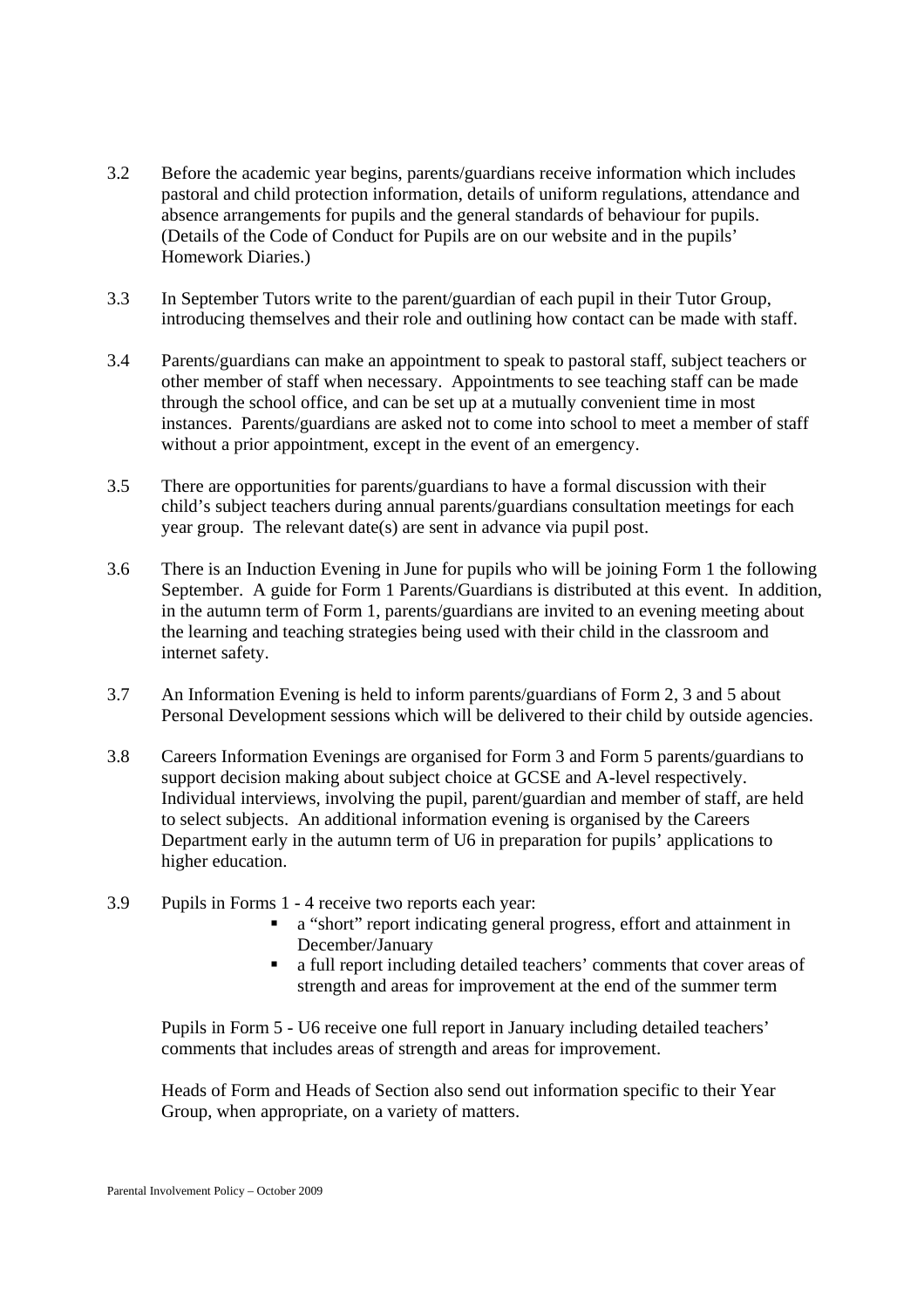3.2 Before the academic year begins, parents/guardians receive information which includes pastoral and child protection information, details of uniform regulations, attendance and absence arrangements for pupils and the general standards of behaviour for pupils. (Details of the Code of Conduct for Pupils are on our website and in the pupils' Homework Diaries.)

3.3 In September Tutors write to the parent/guardian of each pupil in their Tutor Group, introducing themselves and their role and outlining how contact can be made with staff.

3.4 Parents/guardians can make an appointment to speak to pastoral staff, subject teachers or other member of staff when necessary. Appointments to see teaching staff can be made through the school office, and can be set up at a mutually convenient time in most instances. Parents/guardians are asked not to come into school to meet a member of staff without a prior appointment, except in the event of an emergency.

3.5 There are opportunities for parents/guardians to have a formal discussion with their child's subject teachers during annual parents/guardians consultation meetings for each year group. The relevant date(s) are sent in advance via pupil post.

3.6 There is an Induction Evening in June for pupils who will be joining Form 1 the following September. A guide for Form 1 Parents/Guardians is distributed at this event. In addition, in the autumn term of Form 1, parents/guardians are invited to an evening meeting about the learning and teaching strategies being used with their child in the classroom and internet safety.

3.7 An Information Evening is held to inform parents/guardians of Form 2, 3 and 5 about Personal Development sessions which will be delivered to their child by outside agencies.

3.8 Careers Information Evenings are organised for Form 3 and Form 5 parents/guardians to support decision making about subject choice at GCSE and A-level respectively. Individual interviews, involving the pupil, parent/guardian and member of staff, are held to select subjects. An additional information evening is organised by the Careers Department early in the autumn term of U6 in preparation for pupils' applications to higher education.

3.9 Pupils in Forms 1 - 4 receive two reports each year:

- a "short" report indicating general progress, effort and attainment in December/January
- a full report including detailed teachers' comments that cover areas of strength and areas for improvement at the end of the summer term

Pupils in Form 5 - U6 receive one full report in January including detailed teachers' comments that includes areas of strength and areas for improvement.

Heads of Form and Heads of Section also send out information specific to their Year Group, when appropriate, on a variety of matters.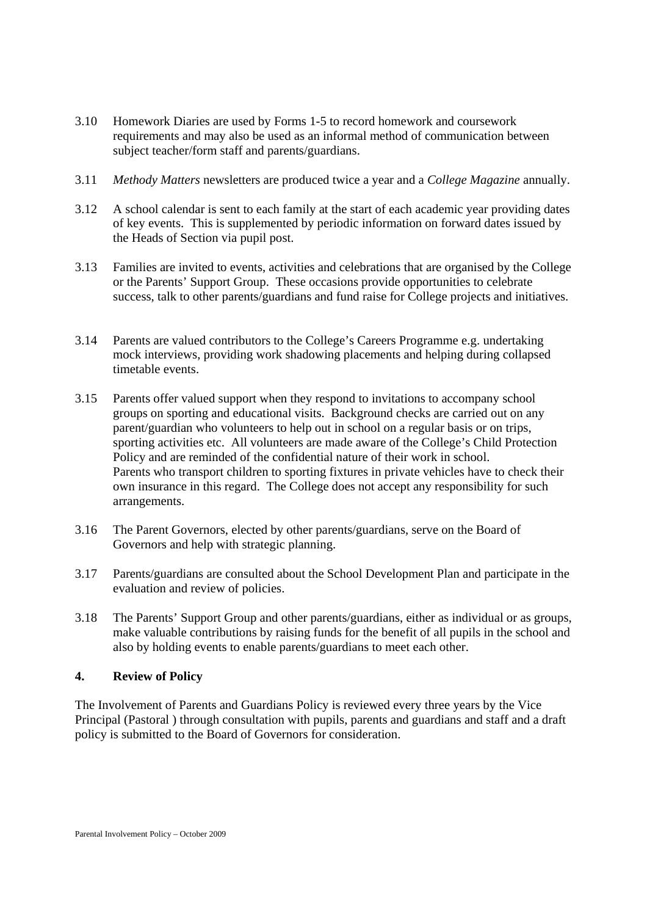3.10 Homework Diaries are used by Forms 1-5 to record homework and coursework requirements and may also be used as an informal method of communication between subject teacher/form staff and parents/guardians.

3.11 *Methody Matters* newsletters are produced twice a year and a *College Magazine* annually.

3.12 A school calendar is sent to each family at the start of each academic year providing dates of key events. This is supplemented by periodic information on forward dates issued by the Heads of Section via pupil post.

3.13 Families are invited to events, activities and celebrations that are organised by the College or the Parents' Support Group. These occasions provide opportunities to celebrate success, talk to other parents/guardians and fund raise for College projects and initiatives.

3.14 Parents are valued contributors to the College's Careers Programme e.g. undertaking mock interviews, providing work shadowing placements and helping during collapsed timetable events.

3.15 Parents offer valued support when they respond to invitations to accompany school groups on sporting and educational visits. Background checks are carried out on any parent/guardian who volunteers to help out in school on a regular basis or on trips, sporting activities etc. All volunteers are made aware of the College's Child Protection Policy and are reminded of the confidential nature of their work in school. Parents who transport children to sporting fixtures in private vehicles have to check their own insurance in this regard. The College does not accept any responsibility for such arrangements.

3.16 The Parent Governors, elected by other parents/guardians, serve on the Board of Governors and help with strategic planning.

3.17 Parents/guardians are consulted about the School Development Plan and participate in the evaluation and review of policies.

3.18 The Parents' Support Group and other parents/guardians, either as individual or as groups, make valuable contributions by raising funds for the benefit of all pupils in the school and also by holding events to enable parents/guardians to meet each other.

## 4. Review of Policy

The Involvement of Parents and Guardians Policy is reviewed every three years by the Vice Principal (Pastoral ) through consultation with pupils, parents and guardians and staff and a draft policy is submitted to the Board of Governors for consideration.